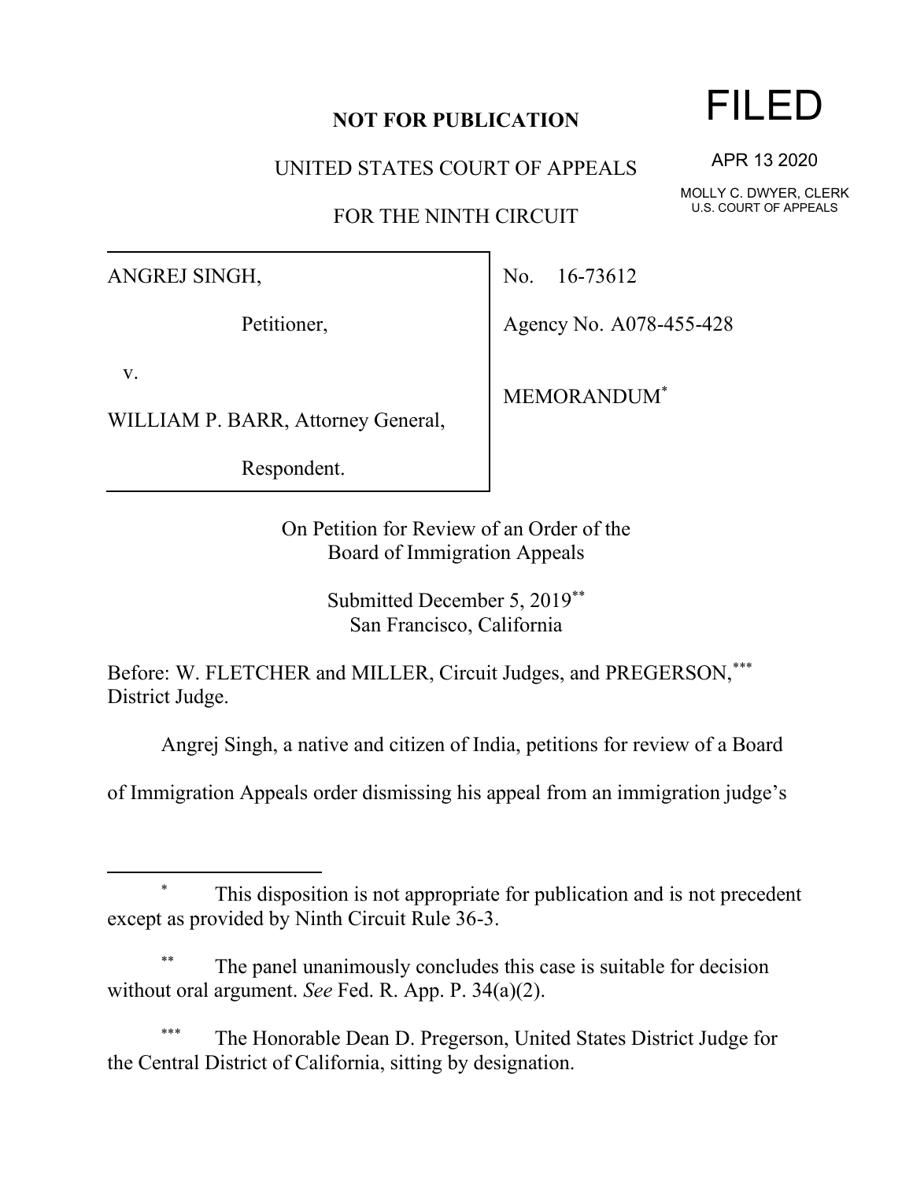**NOT FOR PUBLICATION**

UNITED STATES COURT OF APPEALS

FOR THE NINTH CIRCUIT

FILED

APR 13 2020

MOLLY C. DWYER, CLERK
U.S. COURT OF APPEALS

ANGREJ SINGH,

Petitioner,

v.

WILLIAM P. BARR, Attorney General,

Respondent.

No. 16-73612

Agency No. A078-455-428

MEMORANDUM*

On Petition for Review of an Order of the
Board of Immigration Appeals

Submitted December 5, 2019**
San Francisco, California

Before: W. FLETCHER and MILLER, Circuit Judges, and PREGERSON,*** District Judge.

Angrej Singh, a native and citizen of India, petitions for review of a Board of Immigration Appeals order dismissing his appeal from an immigration judge's

---

\* This disposition is not appropriate for publication and is not precedent except as provided by Ninth Circuit Rule 36-3.

\*\* The panel unanimously concludes this case is suitable for decision without oral argument. *See* Fed. R. App. P. 34(a)(2).

\*\*\* The Honorable Dean D. Pregerson, United States District Judge for the Central District of California, sitting by designation.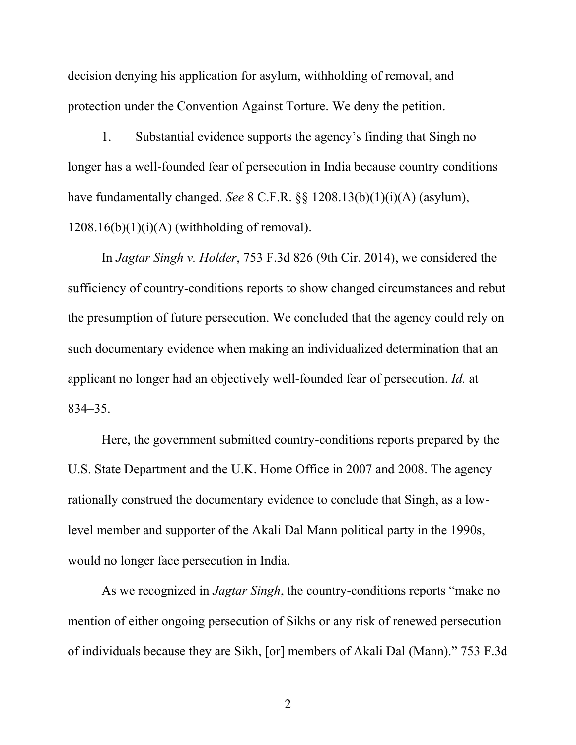decision denying his application for asylum, withholding of removal, and protection under the Convention Against Torture. We deny the petition.

1. Substantial evidence supports the agency's finding that Singh no longer has a well-founded fear of persecution in India because country conditions have fundamentally changed. *See* 8 C.F.R. §§ 1208.13(b)(1)(i)(A) (asylum), 1208.16(b)(1)(i)(A) (withholding of removal).

In *Jagtar Singh v. Holder*, 753 F.3d 826 (9th Cir. 2014), we considered the sufficiency of country-conditions reports to show changed circumstances and rebut the presumption of future persecution. We concluded that the agency could rely on such documentary evidence when making an individualized determination that an applicant no longer had an objectively well-founded fear of persecution. *Id.* at 834–35.

Here, the government submitted country-conditions reports prepared by the U.S. State Department and the U.K. Home Office in 2007 and 2008. The agency rationally construed the documentary evidence to conclude that Singh, as a low-level member and supporter of the Akali Dal Mann political party in the 1990s, would no longer face persecution in India.

As we recognized in *Jagtar Singh*, the country-conditions reports "make no mention of either ongoing persecution of Sikhs or any risk of renewed persecution of individuals because they are Sikh, [or] members of Akali Dal (Mann)." 753 F.3d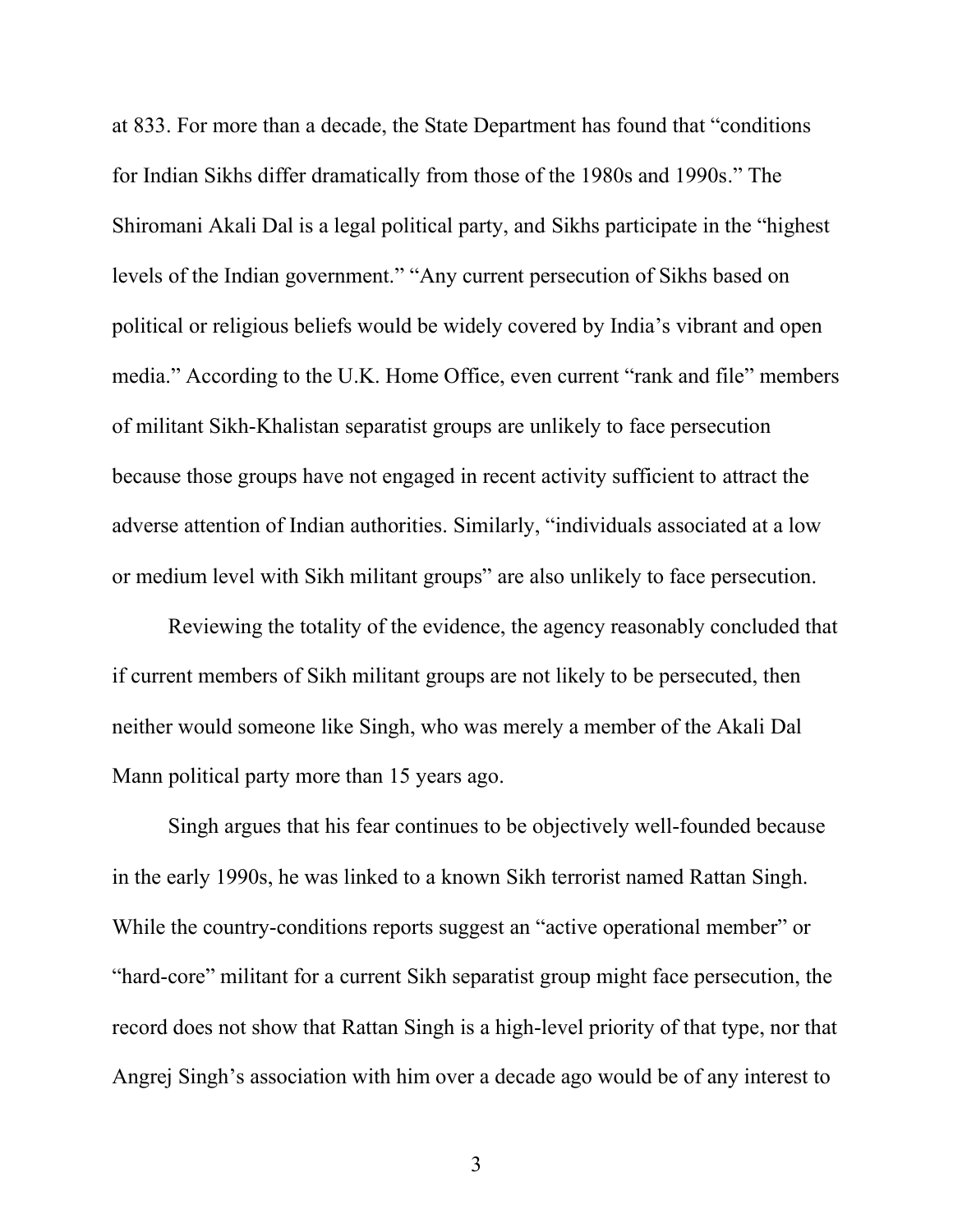at 833. For more than a decade, the State Department has found that "conditions for Indian Sikhs differ dramatically from those of the 1980s and 1990s." The Shiromani Akali Dal is a legal political party, and Sikhs participate in the "highest levels of the Indian government." "Any current persecution of Sikhs based on political or religious beliefs would be widely covered by India's vibrant and open media." According to the U.K. Home Office, even current "rank and file" members of militant Sikh-Khalistan separatist groups are unlikely to face persecution because those groups have not engaged in recent activity sufficient to attract the adverse attention of Indian authorities. Similarly, "individuals associated at a low or medium level with Sikh militant groups" are also unlikely to face persecution.

Reviewing the totality of the evidence, the agency reasonably concluded that if current members of Sikh militant groups are not likely to be persecuted, then neither would someone like Singh, who was merely a member of the Akali Dal Mann political party more than 15 years ago.

Singh argues that his fear continues to be objectively well-founded because in the early 1990s, he was linked to a known Sikh terrorist named Rattan Singh. While the country-conditions reports suggest an "active operational member" or "hard-core" militant for a current Sikh separatist group might face persecution, the record does not show that Rattan Singh is a high-level priority of that type, nor that Angrej Singh's association with him over a decade ago would be of any interest to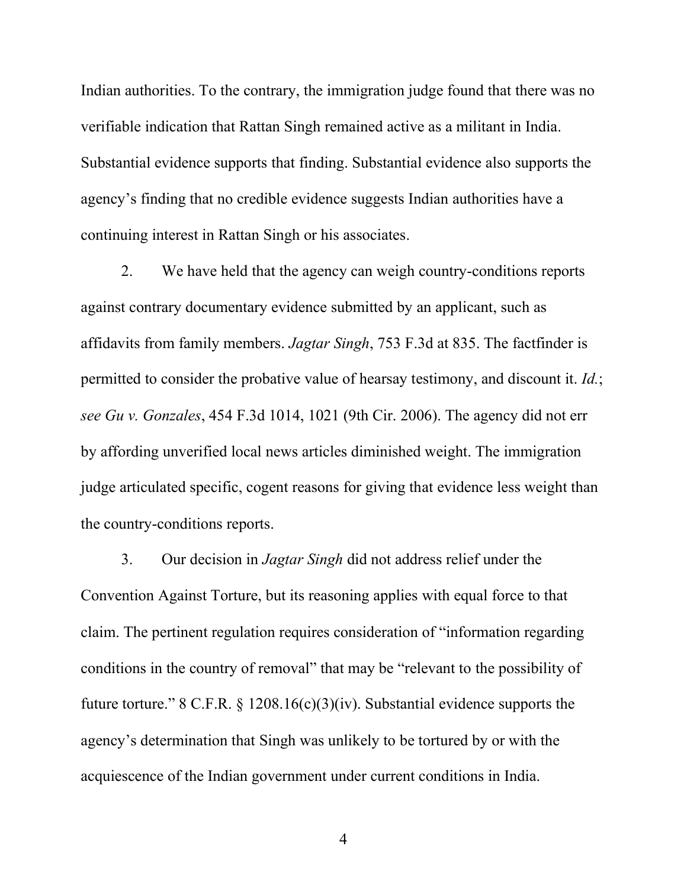Indian authorities. To the contrary, the immigration judge found that there was no verifiable indication that Rattan Singh remained active as a militant in India. Substantial evidence supports that finding. Substantial evidence also supports the agency's finding that no credible evidence suggests Indian authorities have a continuing interest in Rattan Singh or his associates.

2. We have held that the agency can weigh country-conditions reports against contrary documentary evidence submitted by an applicant, such as affidavits from family members. *Jagtar Singh*, 753 F.3d at 835. The factfinder is permitted to consider the probative value of hearsay testimony, and discount it. *Id.*; *see Gu v. Gonzales*, 454 F.3d 1014, 1021 (9th Cir. 2006). The agency did not err by affording unverified local news articles diminished weight. The immigration judge articulated specific, cogent reasons for giving that evidence less weight than the country-conditions reports.

3. Our decision in *Jagtar Singh* did not address relief under the Convention Against Torture, but its reasoning applies with equal force to that claim. The pertinent regulation requires consideration of "information regarding conditions in the country of removal" that may be "relevant to the possibility of future torture." 8 C.F.R. § 1208.16(c)(3)(iv). Substantial evidence supports the agency's determination that Singh was unlikely to be tortured by or with the acquiescence of the Indian government under current conditions in India.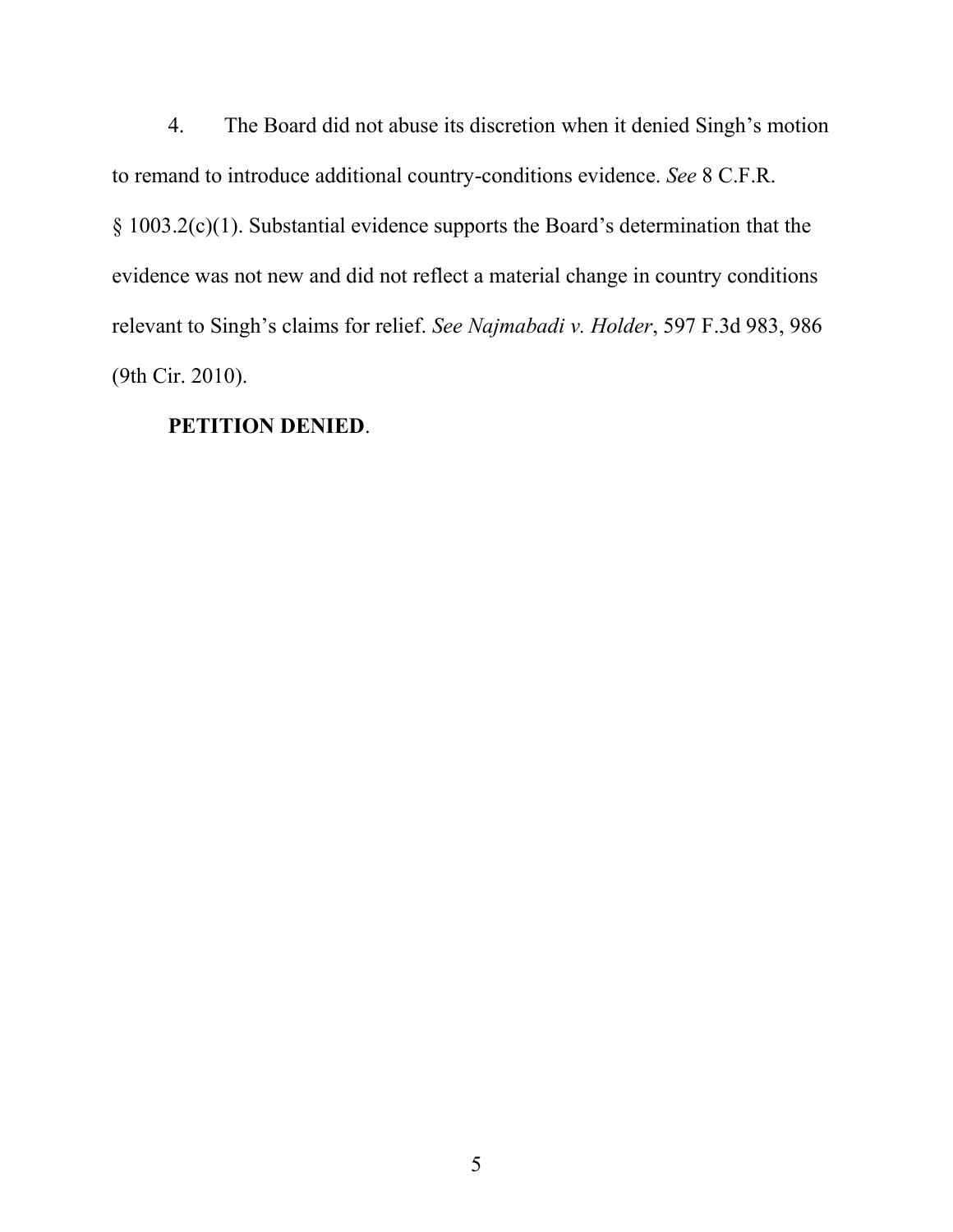4. The Board did not abuse its discretion when it denied Singh's motion to remand to introduce additional country-conditions evidence. *See* 8 C.F.R. § 1003.2(c)(1). Substantial evidence supports the Board's determination that the evidence was not new and did not reflect a material change in country conditions relevant to Singh's claims for relief. *See Najmabadi v. Holder*, 597 F.3d 983, 986 (9th Cir. 2010).

**PETITION DENIED**.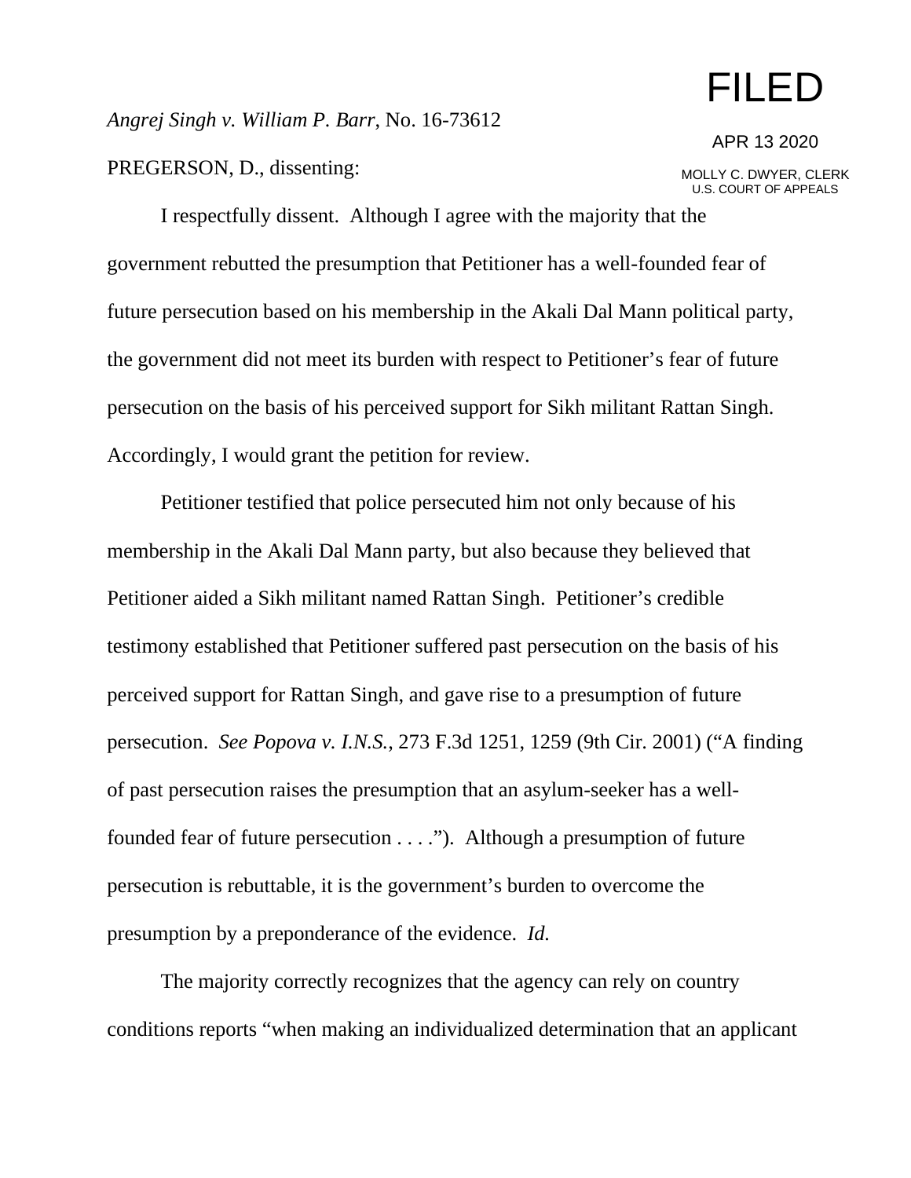*Angrej Singh v. William P. Barr*, No. 16-73612

FILED

APR 13 2020

MOLLY C. DWYER, CLERK
U.S. COURT OF APPEALS

PREGERSON, D., dissenting:

I respectfully dissent. Although I agree with the majority that the government rebutted the presumption that Petitioner has a well-founded fear of future persecution based on his membership in the Akali Dal Mann political party, the government did not meet its burden with respect to Petitioner's fear of future persecution on the basis of his perceived support for Sikh militant Rattan Singh. Accordingly, I would grant the petition for review.

Petitioner testified that police persecuted him not only because of his membership in the Akali Dal Mann party, but also because they believed that Petitioner aided a Sikh militant named Rattan Singh. Petitioner's credible testimony established that Petitioner suffered past persecution on the basis of his perceived support for Rattan Singh, and gave rise to a presumption of future persecution. *See Popova v. I.N.S.*, 273 F.3d 1251, 1259 (9th Cir. 2001) ("A finding of past persecution raises the presumption that an asylum-seeker has a well-founded fear of future persecution . . . ."). Although a presumption of future persecution is rebuttable, it is the government's burden to overcome the presumption by a preponderance of the evidence. *Id.*

The majority correctly recognizes that the agency can rely on country conditions reports "when making an individualized determination that an applicant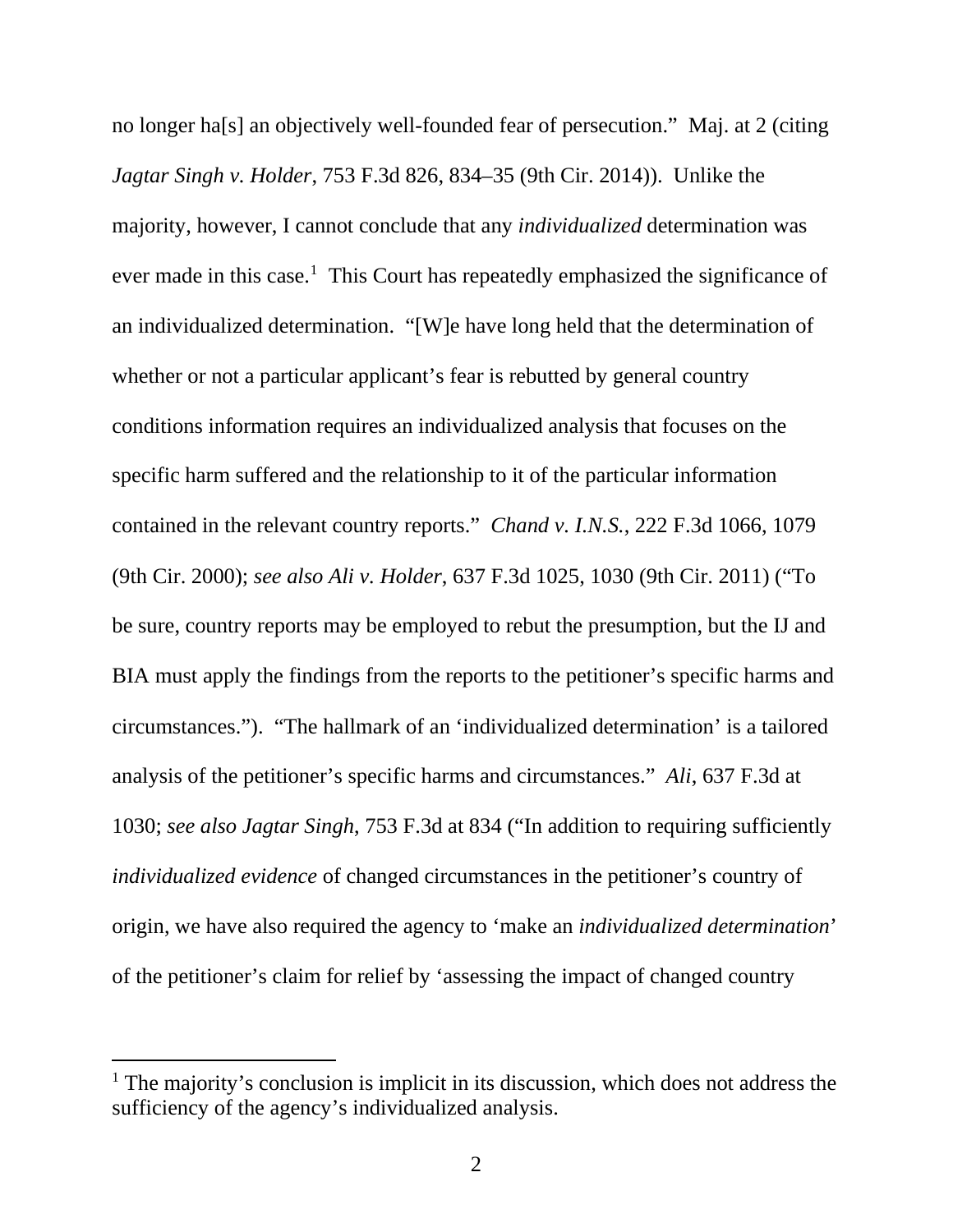no longer ha[s] an objectively well-founded fear of persecution." Maj. at 2 (citing *Jagtar Singh v. Holder*, 753 F.3d 826, 834–35 (9th Cir. 2014)). Unlike the majority, however, I cannot conclude that any *individualized* determination was ever made in this case.[1] This Court has repeatedly emphasized the significance of an individualized determination. "[W]e have long held that the determination of whether or not a particular applicant's fear is rebutted by general country conditions information requires an individualized analysis that focuses on the specific harm suffered and the relationship to it of the particular information contained in the relevant country reports." *Chand v. I.N.S.*, 222 F.3d 1066, 1079 (9th Cir. 2000); *see also Ali v. Holder*, 637 F.3d 1025, 1030 (9th Cir. 2011) ("To be sure, country reports may be employed to rebut the presumption, but the IJ and BIA must apply the findings from the reports to the petitioner's specific harms and circumstances."). "The hallmark of an 'individualized determination' is a tailored analysis of the petitioner's specific harms and circumstances." *Ali*, 637 F.3d at 1030; *see also Jagtar Singh*, 753 F.3d at 834 ("In addition to requiring sufficiently *individualized evidence* of changed circumstances in the petitioner's country of origin, we have also required the agency to 'make an *individualized determination*' of the petitioner's claim for relief by 'assessing the impact of changed country

[1] The majority's conclusion is implicit in its discussion, which does not address the sufficiency of the agency's individualized analysis.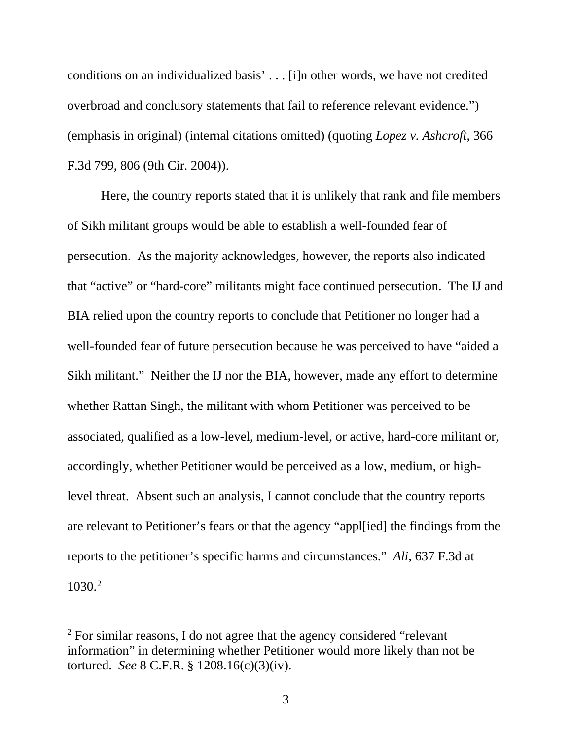conditions on an individualized basis' . . . [i]n other words, we have not credited overbroad and conclusory statements that fail to reference relevant evidence.") (emphasis in original) (internal citations omitted) (quoting *Lopez v. Ashcroft*, 366 F.3d 799, 806 (9th Cir. 2004)).

Here, the country reports stated that it is unlikely that rank and file members of Sikh militant groups would be able to establish a well-founded fear of persecution. As the majority acknowledges, however, the reports also indicated that "active" or "hard-core" militants might face continued persecution. The IJ and BIA relied upon the country reports to conclude that Petitioner no longer had a well-founded fear of future persecution because he was perceived to have "aided a Sikh militant." Neither the IJ nor the BIA, however, made any effort to determine whether Rattan Singh, the militant with whom Petitioner was perceived to be associated, qualified as a low-level, medium-level, or active, hard-core militant or, accordingly, whether Petitioner would be perceived as a low, medium, or high-level threat. Absent such an analysis, I cannot conclude that the country reports are relevant to Petitioner's fears or that the agency "appl[ied] the findings from the reports to the petitioner's specific harms and circumstances." *Ali*, 637 F.3d at 1030.[2]

---

[2] For similar reasons, I do not agree that the agency considered "relevant information" in determining whether Petitioner would more likely than not be tortured. *See* 8 C.F.R. § 1208.16(c)(3)(iv).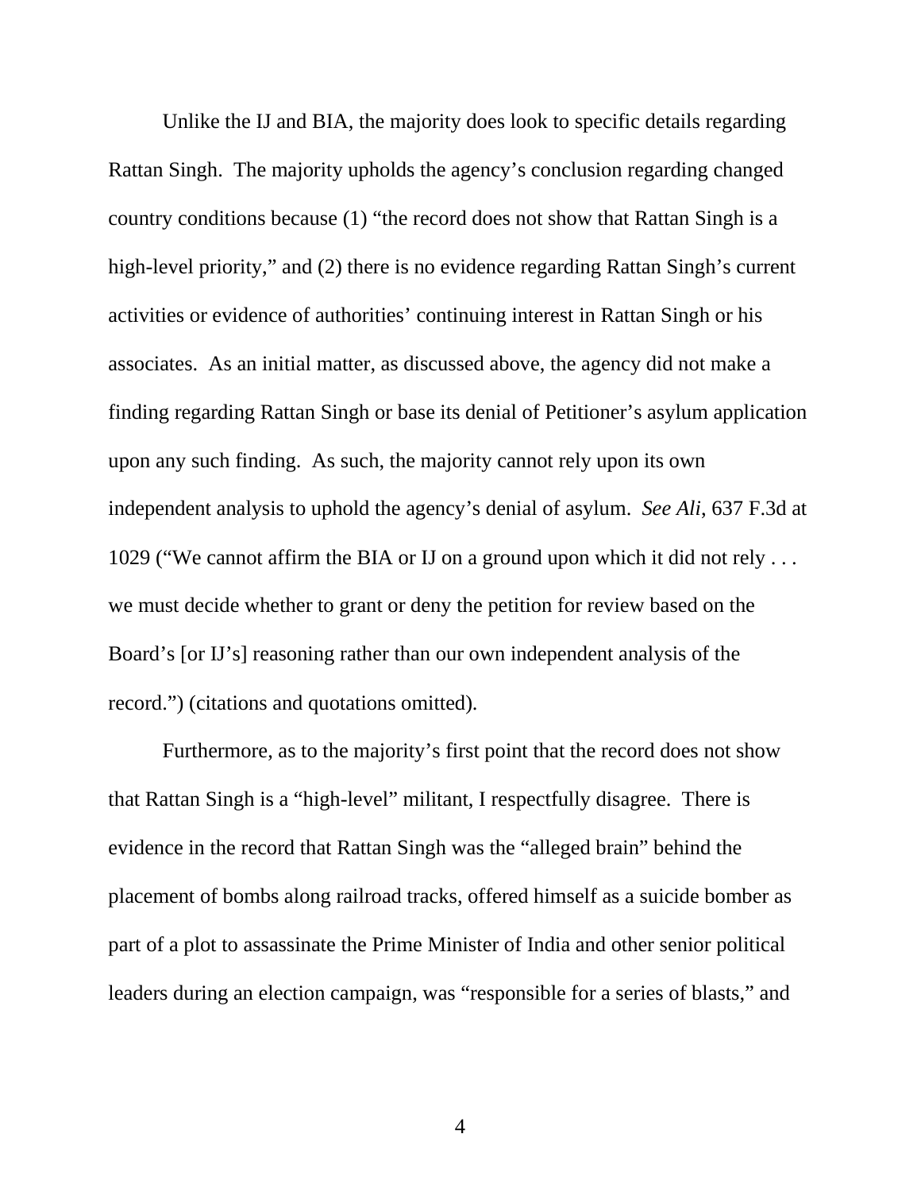Unlike the IJ and BIA, the majority does look to specific details regarding Rattan Singh. The majority upholds the agency's conclusion regarding changed country conditions because (1) "the record does not show that Rattan Singh is a high-level priority," and (2) there is no evidence regarding Rattan Singh's current activities or evidence of authorities' continuing interest in Rattan Singh or his associates. As an initial matter, as discussed above, the agency did not make a finding regarding Rattan Singh or base its denial of Petitioner's asylum application upon any such finding. As such, the majority cannot rely upon its own independent analysis to uphold the agency's denial of asylum. *See Ali*, 637 F.3d at 1029 ("We cannot affirm the BIA or IJ on a ground upon which it did not rely . . . we must decide whether to grant or deny the petition for review based on the Board's [or IJ's] reasoning rather than our own independent analysis of the record.") (citations and quotations omitted).

Furthermore, as to the majority's first point that the record does not show that Rattan Singh is a "high-level" militant, I respectfully disagree. There is evidence in the record that Rattan Singh was the "alleged brain" behind the placement of bombs along railroad tracks, offered himself as a suicide bomber as part of a plot to assassinate the Prime Minister of India and other senior political leaders during an election campaign, was "responsible for a series of blasts," and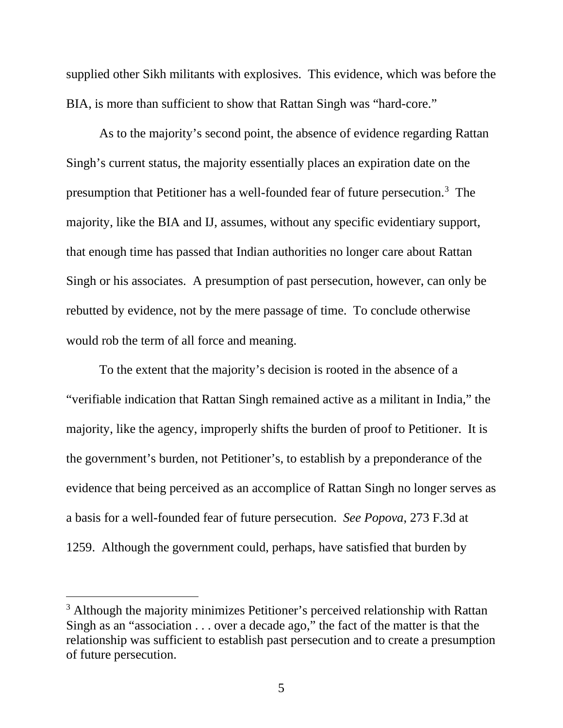supplied other Sikh militants with explosives. This evidence, which was before the BIA, is more than sufficient to show that Rattan Singh was "hard-core."

As to the majority's second point, the absence of evidence regarding Rattan Singh's current status, the majority essentially places an expiration date on the presumption that Petitioner has a well-founded fear of future persecution.[3] The majority, like the BIA and IJ, assumes, without any specific evidentiary support, that enough time has passed that Indian authorities no longer care about Rattan Singh or his associates. A presumption of past persecution, however, can only be rebutted by evidence, not by the mere passage of time. To conclude otherwise would rob the term of all force and meaning.

To the extent that the majority's decision is rooted in the absence of a "verifiable indication that Rattan Singh remained active as a militant in India," the majority, like the agency, improperly shifts the burden of proof to Petitioner. It is the government's burden, not Petitioner's, to establish by a preponderance of the evidence that being perceived as an accomplice of Rattan Singh no longer serves as a basis for a well-founded fear of future persecution. *See Popova*, 273 F.3d at 1259. Although the government could, perhaps, have satisfied that burden by

---

[3] Although the majority minimizes Petitioner's perceived relationship with Rattan Singh as an "association . . . over a decade ago," the fact of the matter is that the relationship was sufficient to establish past persecution and to create a presumption of future persecution.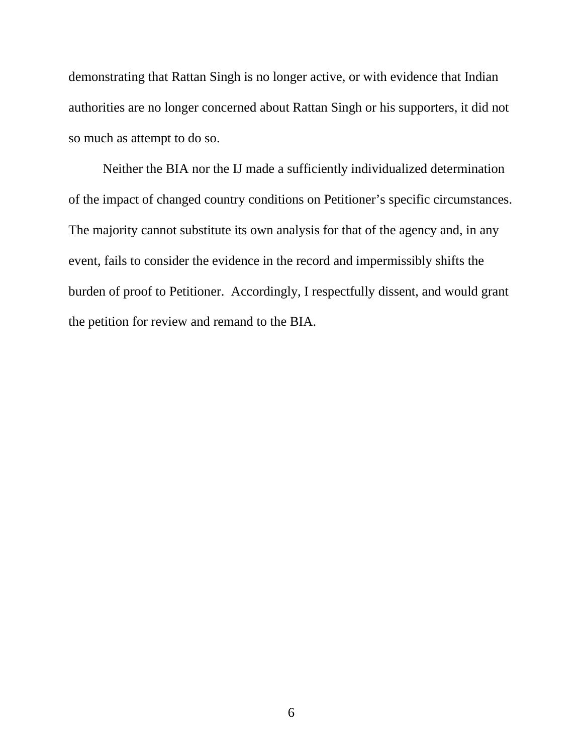demonstrating that Rattan Singh is no longer active, or with evidence that Indian authorities are no longer concerned about Rattan Singh or his supporters, it did not so much as attempt to do so.

Neither the BIA nor the IJ made a sufficiently individualized determination of the impact of changed country conditions on Petitioner's specific circumstances. The majority cannot substitute its own analysis for that of the agency and, in any event, fails to consider the evidence in the record and impermissibly shifts the burden of proof to Petitioner. Accordingly, I respectfully dissent, and would grant the petition for review and remand to the BIA.